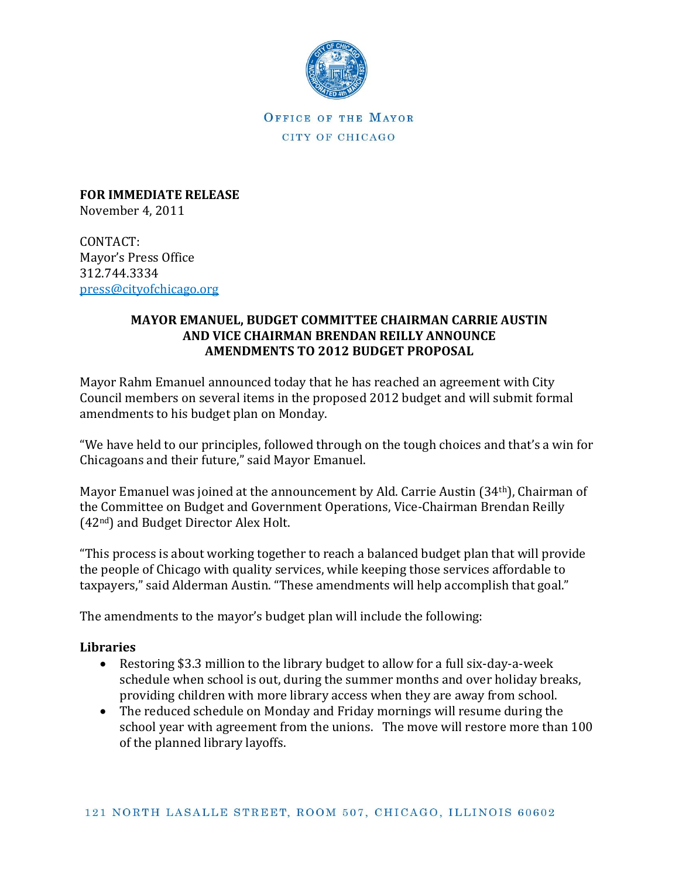OFFICE OF THE MAYOR

CITY OF CHICAGO

**FOR IMMEDIATE RELEASE**
November 4, 2011

CONTACT:
Mayor's Press Office
312.744.3334
press@cityofchicago.org

**MAYOR EMANUEL, BUDGET COMMITTEE CHAIRMAN CARRIE AUSTIN AND VICE CHAIRMAN BRENDAN REILLY ANNOUNCE AMENDMENTS TO 2012 BUDGET PROPOSAL**

Mayor Rahm Emanuel announced today that he has reached an agreement with City Council members on several items in the proposed 2012 budget and will submit formal amendments to his budget plan on Monday.

"We have held to our principles, followed through on the tough choices and that's a win for Chicagoans and their future," said Mayor Emanuel.

Mayor Emanuel was joined at the announcement by Ald. Carrie Austin (34th), Chairman of the Committee on Budget and Government Operations, Vice-Chairman Brendan Reilly (42nd) and Budget Director Alex Holt.

"This process is about working together to reach a balanced budget plan that will provide the people of Chicago with quality services, while keeping those services affordable to taxpayers," said Alderman Austin. "These amendments will help accomplish that goal."

The amendments to the mayor's budget plan will include the following:

### Libraries

- Restoring $3.3 million to the library budget to allow for a full six-day-a-week schedule when school is out, during the summer months and over holiday breaks, providing children with more library access when they are away from school.
- The reduced schedule on Monday and Friday mornings will resume during the school year with agreement from the unions. The move will restore more than 100 of the planned library layoffs.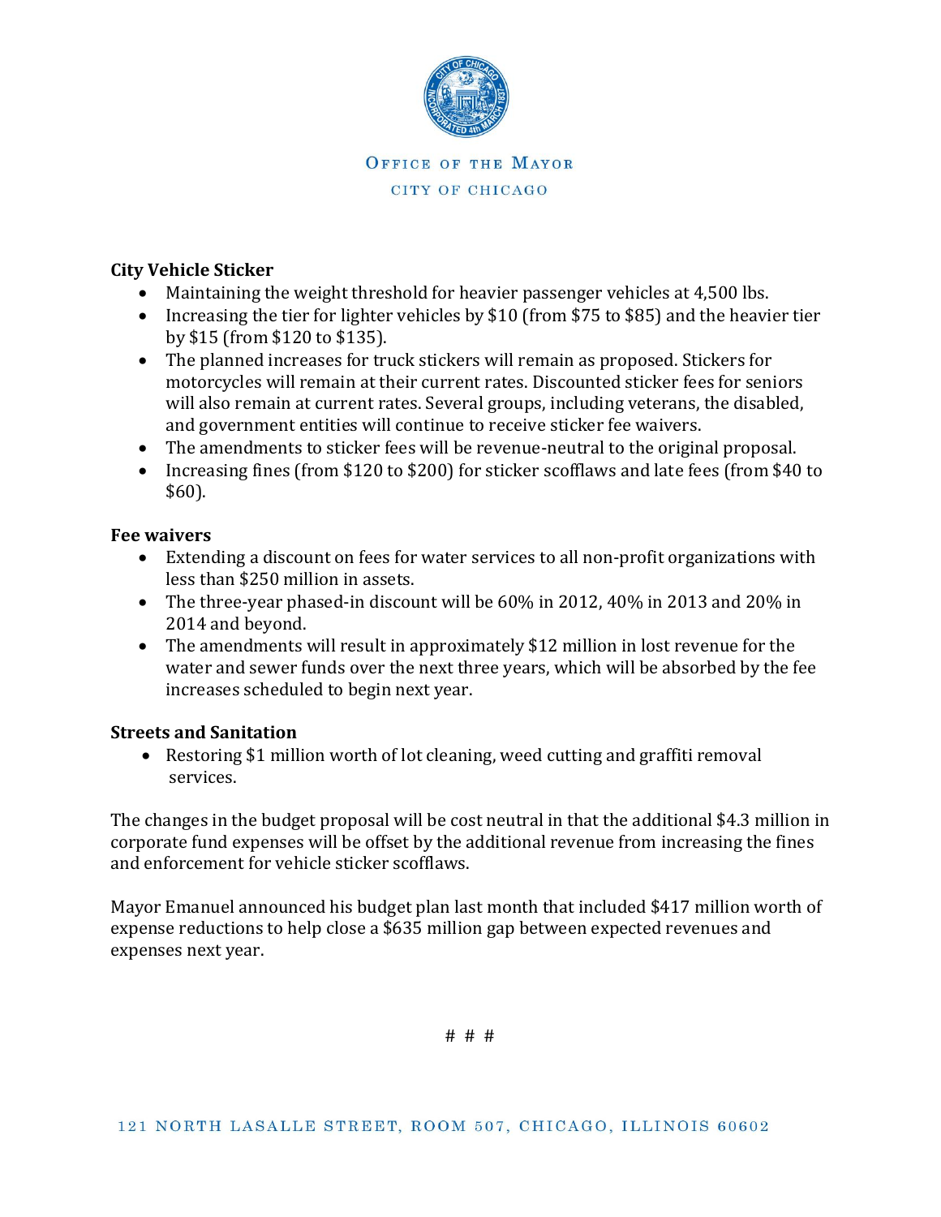OFFICE OF THE MAYOR

CITY OF CHICAGO

**City Vehicle Sticker**

- Maintaining the weight threshold for heavier passenger vehicles at 4,500 lbs.
- Increasing the tier for lighter vehicles by $10 (from $75 to $85) and the heavier tier by $15 (from $120 to $135).
- The planned increases for truck stickers will remain as proposed. Stickers for motorcycles will remain at their current rates. Discounted sticker fees for seniors will also remain at current rates. Several groups, including veterans, the disabled, and government entities will continue to receive sticker fee waivers.
- The amendments to sticker fees will be revenue-neutral to the original proposal.
- Increasing fines (from $120 to $200) for sticker scofflaws and late fees (from $40 to $60).

**Fee waivers**

- Extending a discount on fees for water services to all non-profit organizations with less than $250 million in assets.
- The three-year phased-in discount will be 60% in 2012, 40% in 2013 and 20% in 2014 and beyond.
- The amendments will result in approximately $12 million in lost revenue for the water and sewer funds over the next three years, which will be absorbed by the fee increases scheduled to begin next year.

**Streets and Sanitation**

- Restoring $1 million worth of lot cleaning, weed cutting and graffiti removal services.

The changes in the budget proposal will be cost neutral in that the additional $4.3 million in corporate fund expenses will be offset by the additional revenue from increasing the fines and enforcement for vehicle sticker scofflaws.

Mayor Emanuel announced his budget plan last month that included $417 million worth of expense reductions to help close a $635 million gap between expected revenues and expenses next year.

# # #

121 NORTH LASALLE STREET, ROOM 507, CHICAGO, ILLINOIS 60602